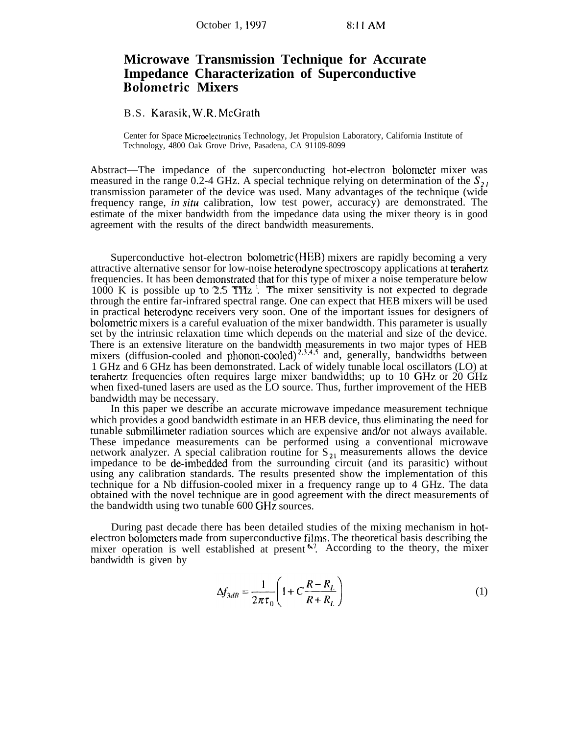# Microwave Transmission Technique for Accurate Impedance Characterization of Superconductive Bolometric Mixers

B.S. Karasik, W.R. McGrath

Center for Space Microelectronics Technology, Jet Propulsion Laboratory, California Institute of Technology, 4800 Oak Grove Drive, Pasadena, CA 91109-8099

Abstract—The impedance of the superconducting hot-electron bolometer mixer was measured in the range 0.2-4 GHz. A special technique relying on determination of the $S_{21}$ transmission parameter of the device was used. Many advantages of the technique (wide frequency range, *in situ* calibration, low test power, accuracy) are demonstrated. The estimate of the mixer bandwidth from the impedance data using the mixer theory is in good agreement with the results of the direct bandwidth measurements.

Superconductive hot-electron bolometric (HEB) mixers are rapidly becoming a very attractive alternative sensor for low-noise heterodyne spectroscopy applications at terahertz frequencies. It has been demonstrated that for this type of mixer a noise temperature below 1000 K is possible up to 2.5 THz [1]. The mixer sensitivity is not expected to degrade through the entire far-infrared spectral range. One can expect that HEB mixers will be used in practical heterodyne receivers very soon. One of the important issues for designers of bolometric mixers is a careful evaluation of the mixer bandwidth. This parameter is usually set by the intrinsic relaxation time which depends on the material and size of the device. There is an extensive literature on the bandwidth measurements in two major types of HEB mixers (diffusion-cooled and phonon-cooled) [2,3,4,5] and, generally, bandwidths between 1 GHz and 6 GHz has been demonstrated. Lack of widely tunable local oscillators (LO) at terahertz frequencies often requires large mixer bandwidths; up to 10 GHz or 20 GHz when fixed-tuned lasers are used as the LO source. Thus, further improvement of the HEB bandwidth may be necessary.

In this paper we describe an accurate microwave impedance measurement technique which provides a good bandwidth estimate in an HEB device, thus eliminating the need for tunable submillimeter radiation sources which are expensive and/or not always available. These impedance measurements can be performed using a conventional microwave network analyzer. A special calibration routine for $S_{21}$ measurements allows the device impedance to be de-imbedded from the surrounding circuit (and its parasitic) without using any calibration standards. The results presented show the implementation of this technique for a Nb diffusion-cooled mixer in a frequency range up to 4 GHz. The data obtained with the novel technique are in good agreement with the direct measurements of the bandwidth using two tunable 600 GHz sources.

During past decade there has been detailed studies of the mixing mechanism in hot-electron bolometers made from superconductive films. The theoretical basis describing the mixer operation is well established at present [6,7]. According to the theory, the mixer bandwidth is given by

$$\Delta f_{3dB} = \frac{1}{2\pi\tau_0}\left(1 + C\frac{R - R_L}{R + R_L}\right) \tag{1}$$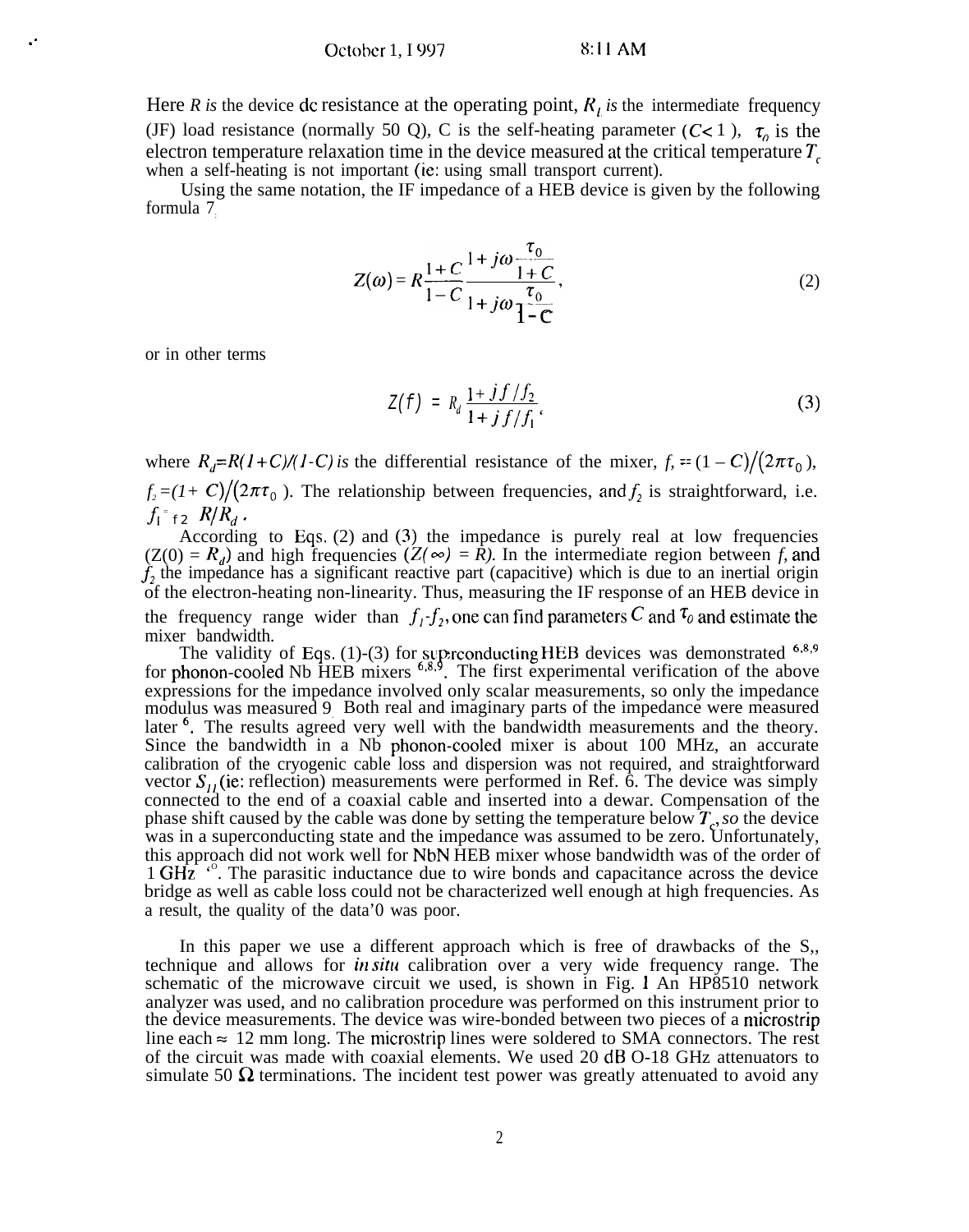Here $R$ is the device dc resistance at the operating point, $R_L$ is the intermediate frequency (IF) load resistance (normally 50 Ω), C is the self-heating parameter ($C< 1$), $\tau_0$ is the electron temperature relaxation time in the device measured at the critical temperature $T_c$ when a self-heating is not important (ie: using small transport current).

Using the same notation, the IF impedance of a HEB device is given by the following formula 7:

$$Z(\omega) = R\frac{1+C}{1-C}\frac{1+j\omega\frac{\tau_0}{1+C}}{1+j\omega\frac{\tau_0}{1-C}}, \tag{2}$$

or in other terms

$$Z(f) = R_d\frac{1+jf/f_2}{1+jf/f_1}, \tag{3}$$

where $R_d=R(1+C)/(1-C)$ is the differential resistance of the mixer, $f_1 = (1-C)/(2\pi\tau_0)$, $f_2=(1+C)/(2\pi\tau_0)$. The relationship between frequencies, and $f_2$ is straightforward, i.e. $f_1 = f_2\ R/R_d$.

According to Eqs. (2) and (3) the impedance is purely real at low frequencies ($Z(0) = R_d$) and high frequencies ($Z(\infty) = R$). In the intermediate region between $f_1$ and $f_2$ the impedance has a significant reactive part (capacitive) which is due to an inertial origin of the electron-heating non-linearity. Thus, measuring the IF response of an HEB device in the frequency range wider than $f_1$-$f_2$, one can find parameters $C$ and $\tau_0$ and estimate the mixer bandwidth.

The validity of Eqs. (1)-(3) for superconducting HEB devices was demonstrated [6,8,9] for phonon-cooled Nb HEB mixers [6,8,9]. The first experimental verification of the above expressions for the impedance involved only scalar measurements, so only the impedance modulus was measured 9. Both real and imaginary parts of the impedance were measured later [6]. The results agreed very well with the bandwidth measurements and the theory. Since the bandwidth in a Nb phonon-cooled mixer is about 100 MHz, an accurate calibration of the cryogenic cable loss and dispersion was not required, and straightforward vector $S_{11}$ (ie: reflection) measurements were performed in Ref. 6. The device was simply connected to the end of a coaxial cable and inserted into a dewar. Compensation of the phase shift caused by the cable was done by setting the temperature below $T_c$, so the device was in a superconducting state and the impedance was assumed to be zero. Unfortunately, this approach did not work well for NbN HEB mixer whose bandwidth was of the order of 1 GHz [10]. The parasitic inductance due to wire bonds and capacitance across the device bridge as well as cable loss could not be characterized well enough at high frequencies. As a result, the quality of the data'0 was poor.

In this paper we use a different approach which is free of drawbacks of the $S_{11}$ technique and allows for *in situ* calibration over a very wide frequency range. The schematic of the microwave circuit we used, is shown in Fig. 1 An HP8510 network analyzer was used, and no calibration procedure was performed on this instrument prior to the device measurements. The device was wire-bonded between two pieces of a microstrip line each ≈ 12 mm long. The microstrip lines were soldered to SMA connectors. The rest of the circuit was made with coaxial elements. We used 20 dB 0-18 GHz attenuators to simulate 50 Ω terminations. The incident test power was greatly attenuated to avoid any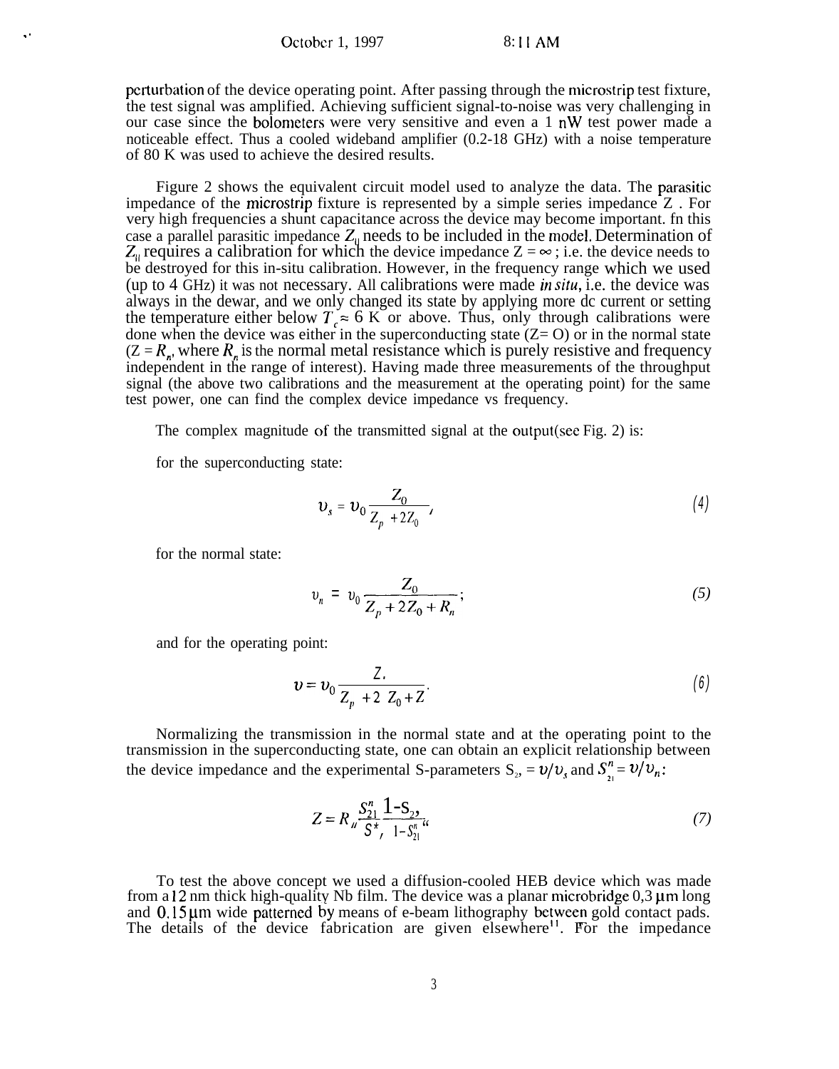perturbation of the device operating point. After passing through the microstrip test fixture, the test signal was amplified. Achieving sufficient signal-to-noise was very challenging in our case since the bolometers were very sensitive and even a 1 nW test power made a noticeable effect. Thus a cooled wideband amplifier (0.2-18 GHz) with a noise temperature of 80 K was used to achieve the desired results.

Figure 2 shows the equivalent circuit model used to analyze the data. The parasitic impedance of the microstrip fixture is represented by a simple series impedance Z . For very high frequencies a shunt capacitance across the device may become important. In this case a parallel parasitic impedance $Z_{||}$ needs to be included in the model. Determination of $Z_{||}$ requires a calibration for which the device impedance $Z = \infty$ ; i.e. the device needs to be destroyed for this in-situ calibration. However, in the frequency range which we used (up to 4 GHz) it was not necessary. All calibrations were made *in situ*, i.e. the device was always in the dewar, and we only changed its state by applying more dc current or setting the temperature either below $T_c \approx 6$ K or above. Thus, only through calibrations were done when the device was either in the superconducting state (Z= O) or in the normal state ($Z = R_n$, where $R_n$ is the normal metal resistance which is purely resistive and frequency independent in the range of interest). Having made three measurements of the throughput signal (the above two calibrations and the measurement at the operating point) for the same test power, one can find the complex device impedance vs frequency.

The complex magnitude of the transmitted signal at the output(see Fig. 2) is:

for the superconducting state:

$$v_s = v_0 \frac{Z_0}{Z_p + 2Z_0}, \tag{4}$$

for the normal state:

$$v_n = v_0 \frac{Z_0}{Z_p + 2Z_0 + R_n}; \tag{5}$$

and for the operating point:

$$v = v_0 \frac{Z_0}{Z_p + 2Z_0 + Z}. \tag{6}$$

Normalizing the transmission in the normal state and at the operating point to the transmission in the superconducting state, one can obtain an explicit relationship between the device impedance and the experimental S-parameters $S_{21} = v/v_s$ and $S_{21}^n = v/v_n$:

$$Z = R_n \frac{S_{21}^n}{S_{21}} \frac{1 - S_{21}}{1 - S_{21}^n}. \tag{7}$$

To test the above concept we used a diffusion-cooled HEB device which was made from a 12 nm thick high-quality Nb film. The device was a planar microbridge 0,3 μm long and 0.15 μm wide patterned by means of e-beam lithography between gold contact pads. The details of the device fabrication are given elsewhere[11]. For the impedance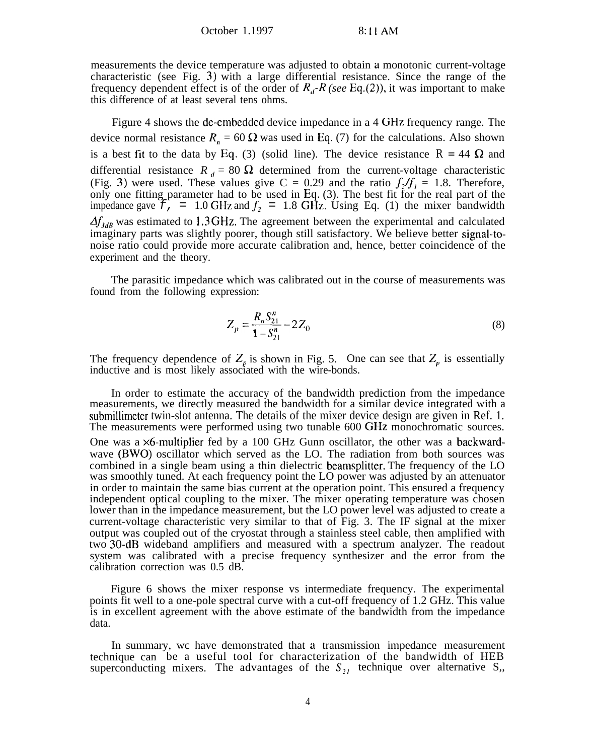measurements the device temperature was adjusted to obtain a monotonic current-voltage characteristic (see Fig. 3) with a large differential resistance. Since the range of the frequency dependent effect is of the order of $R_d$-$R$ *(see* Eq.(2)), it was important to make this difference of at least several tens ohms.

Figure 4 shows the de-embedded device impedance in a 4 GHz frequency range. The device normal resistance $R_n$ = 60 $\Omega$ was used in Eq. (7) for the calculations. Also shown is a best fit to the data by Eq. (3) (solid line). The device resistance R = 44 $\Omega$ and differential resistance $R_d$ = 80 $\Omega$ determined from the current-voltage characteristic (Fig. 3) were used. These values give C = 0.29 and the ratio $f_2/f_1$ = 1.8. Therefore, only one fitting parameter had to be used in Eq. (3). The best fit for the real part of the impedance gave $f_1$ = 1.0 GHz and $f_2$ = 1.8 GHz. Using Eq. (1) the mixer bandwidth $\Delta f_{3dB}$ was estimated to 1.3GHz. The agreement between the experimental and calculated imaginary parts was slightly poorer, though still satisfactory. We believe better signal-to-noise ratio could provide more accurate calibration and, hence, better coincidence of the experiment and the theory.

The parasitic impedance which was calibrated out in the course of measurements was found from the following expression:

$$Z_p = \frac{R_n S_{21}^n}{1 - S_{21}^n} - 2Z_0 \tag{8}$$

The frequency dependence of $Z_p$ is shown in Fig. 5. One can see that $Z_p$ is essentially inductive and is most likely associated with the wire-bonds.

In order to estimate the accuracy of the bandwidth prediction from the impedance measurements, we directly measured the bandwidth for a similar device integrated with a submillimeter twin-slot antenna. The details of the mixer device design are given in Ref. 1. The measurements were performed using two tunable 600 GHz monochromatic sources. One was a ×6-multiplier fed by a 100 GHz Gunn oscillator, the other was a backward-wave (BWO) oscillator which served as the LO. The radiation from both sources was combined in a single beam using a thin dielectric beamsplitter. The frequency of the LO was smoothly tuned. At each frequency point the LO power was adjusted by an attenuator in order to maintain the same bias current at the operation point. This ensured a frequency independent optical coupling to the mixer. The mixer operating temperature was chosen lower than in the impedance measurement, but the LO power level was adjusted to create a current-voltage characteristic very similar to that of Fig. 3. The IF signal at the mixer output was coupled out of the cryostat through a stainless steel cable, then amplified with two 30-dB wideband amplifiers and measured with a spectrum analyzer. The readout system was calibrated with a precise frequency synthesizer and the error from the calibration correction was 0.5 dB.

Figure 6 shows the mixer response vs intermediate frequency. The experimental points fit well to a one-pole spectral curve with a cut-off frequency of 1.2 GHz. This value is in excellent agreement with the above estimate of the bandwidth from the impedance data.

In summary, wc have demonstrated that a transmission impedance measurement technique can be a useful tool for characterization of the bandwidth of HEB superconducting mixers. The advantages of the $S_{21}$ technique over alternative S,,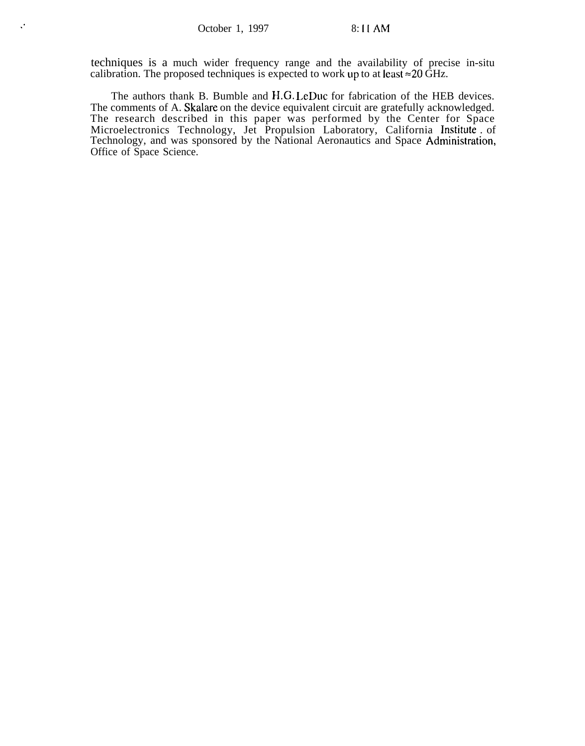techniques is a much wider frequency range and the availability of precise in-situ calibration. The proposed techniques is expected to work up to at least $\approx 20$ GHz.

The authors thank B. Bumble and H.G. LeDuc for fabrication of the HEB devices. The comments of A. Skalare on the device equivalent circuit are gratefully acknowledged. The research described in this paper was performed by the Center for Space Microelectronics Technology, Jet Propulsion Laboratory, California Institute of Technology, and was sponsored by the National Aeronautics and Space Administration, Office of Space Science.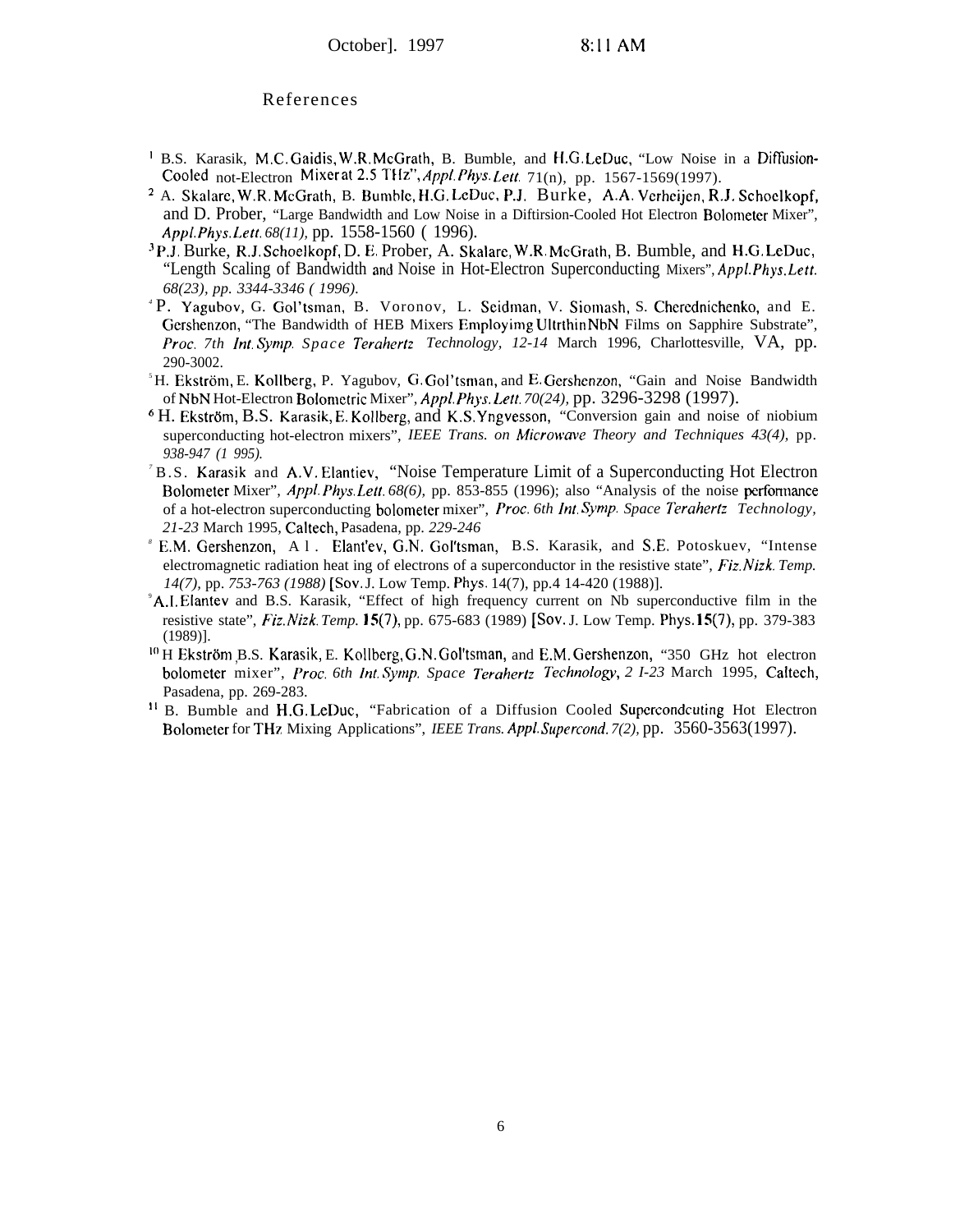## References

[1] B.S. Karasik, M.C. Gaidis, W.R. McGrath, B. Bumble, and H.G. LeDuc, "Low Noise in a Diffusion-Cooled not-Electron Mixer at 2.5 THz", *Appl. Phys. Lett.* 71(n), pp. 1567-1569(1997).

[2] A. Skalare, W.R. McGrath, B. Bumble, H.G. LeDuc, P.J. Burke, A.A. Verheijen, R.J. Schoelkopf, and D. Prober, "Large Bandwidth and Low Noise in a Diftirsion-Cooled Hot Electron Bolometer Mixer", *Appl. Phys. Lett. 68(11),* pp. 1558-1560 ( 1996).

[3] P.J. Burke, R.J. Schoelkopf, D. E. Prober, A. Skalare, W.R. McGrath, B. Bumble, and H.G. LeDuc, "Length Scaling of Bandwidth and Noise in Hot-Electron Superconducting Mixers", *Appl. Phys. Lett. 68(23), pp. 3344-3346 ( 1996).*

[4] P. Yagubov, G. Gol'tsman, B. Voronov, L. Seidman, V. Siomash, S. Cherednichenko, and E. Gershenzon, "The Bandwidth of HEB Mixers Employimg Ultrthin NbN Films on Sapphire Substrate", *Proc. 7th Int. Symp. Space Terahertz Technology, 12-14* March 1996, Charlottesville, VA, pp. 290-3002.

[5] H. Ekström, E. Kollberg, P. Yagubov, G. Gol'tsman, and E. Gershenzon, "Gain and Noise Bandwidth of NbN Hot-Electron Bolometric Mixer", *Appl. Phys. Lett. 70(24),* pp. 3296-3298 (1997).

[6] H. Ekström, B.S. Karasik, E. Kollberg, and K.S. Yngvesson, "Conversion gain and noise of niobium superconducting hot-electron mixers", *IEEE Trans. on Microwave Theory and Techniques 43(4),* pp. *938-947 (1 995).*

[7] B.S. Karasik and A.V. Elantiev, "Noise Temperature Limit of a Superconducting Hot Electron Bolometer Mixer", *Appl. Phys. Lett. 68(6),* pp. 853-855 (1996); also "Analysis of the noise performance of a hot-electron superconducting bolometer mixer", *Proc. 6th Int. Symp. Space Terahertz Technology, 21-23* March 1995, Caltech, Pasadena, pp. *229-246*

[8] E.M. Gershenzon, A l. Elant'ev, G.N. Gol'tsman, B.S. Karasik, and S.E. Potoskuev, "Intense electromagnetic radiation heat ing of electrons of a superconductor in the resistive state", *Fiz. Nizk. Temp. 14(7),* pp. *753-763 (1988)* [Sov. J. Low Temp. Phys. 14(7), pp.4 14-420 (1988)].

[9] A.I. Elantev and B.S. Karasik, "Effect of high frequency current on Nb superconductive film in the resistive state", *Fiz. Nizk. Temp.* **15**(7), pp. 675-683 (1989) [Sov. J. Low Temp. Phys. **15**(7), pp. 379-383 (1989)].

[10] H Ekström, B.S. Karasik, E. Kollberg, G.N. Gol'tsman, and E.M. Gershenzon, "350 GHz hot electron bolometer mixer", *Proc. 6th Int. Symp. Space Terahertz Technology, 2 I-23* March 1995, Caltech, Pasadena, pp. 269-283.

[11] B. Bumble and H.G. LeDuc, "Fabrication of a Diffusion Cooled Supercondcuting Hot Electron Bolometer for THz Mixing Applications", *IEEE Trans. Appl. Supercond. 7(2),* pp. 3560-3563(1997).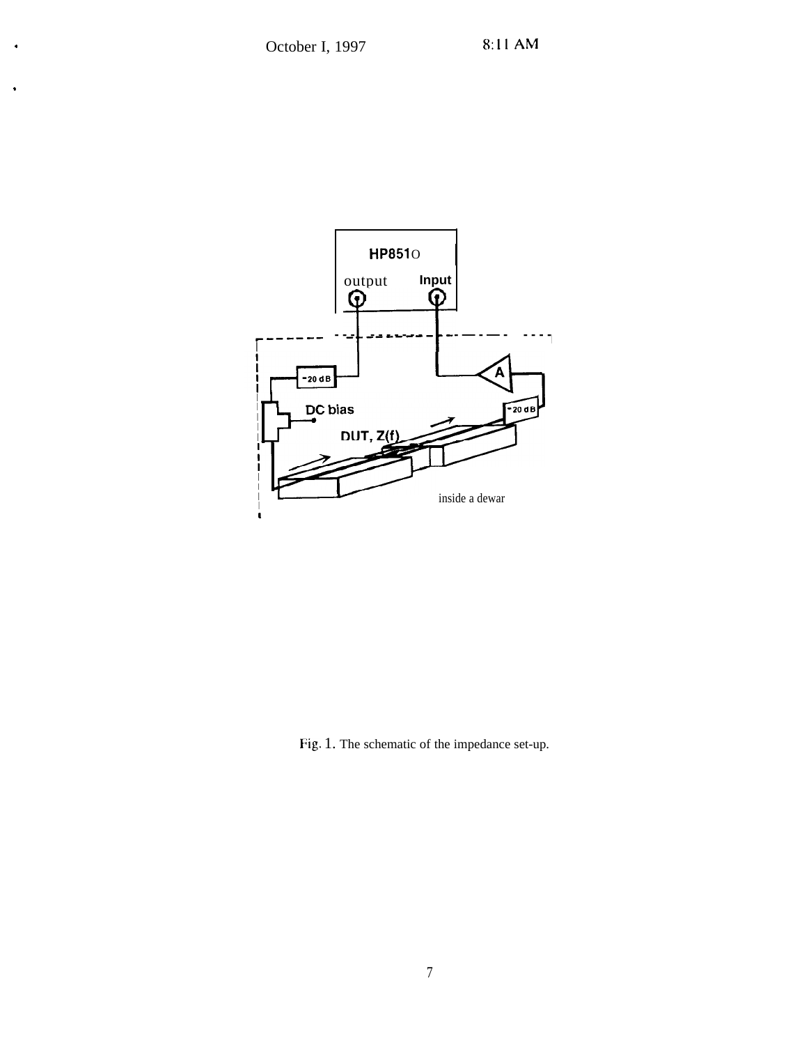Fig. 1. The schematic of the impedance set-up.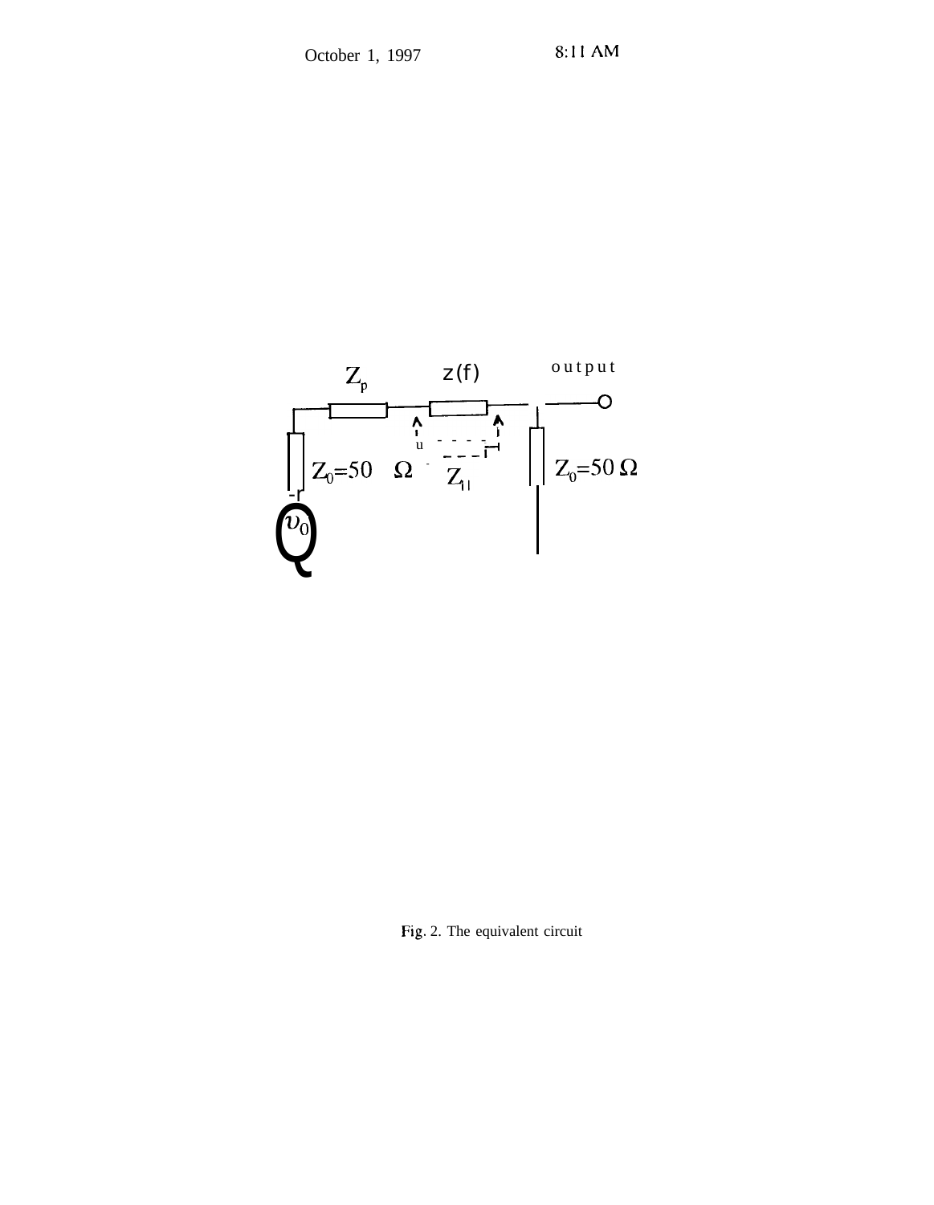Fig. 2. The equivalent circuit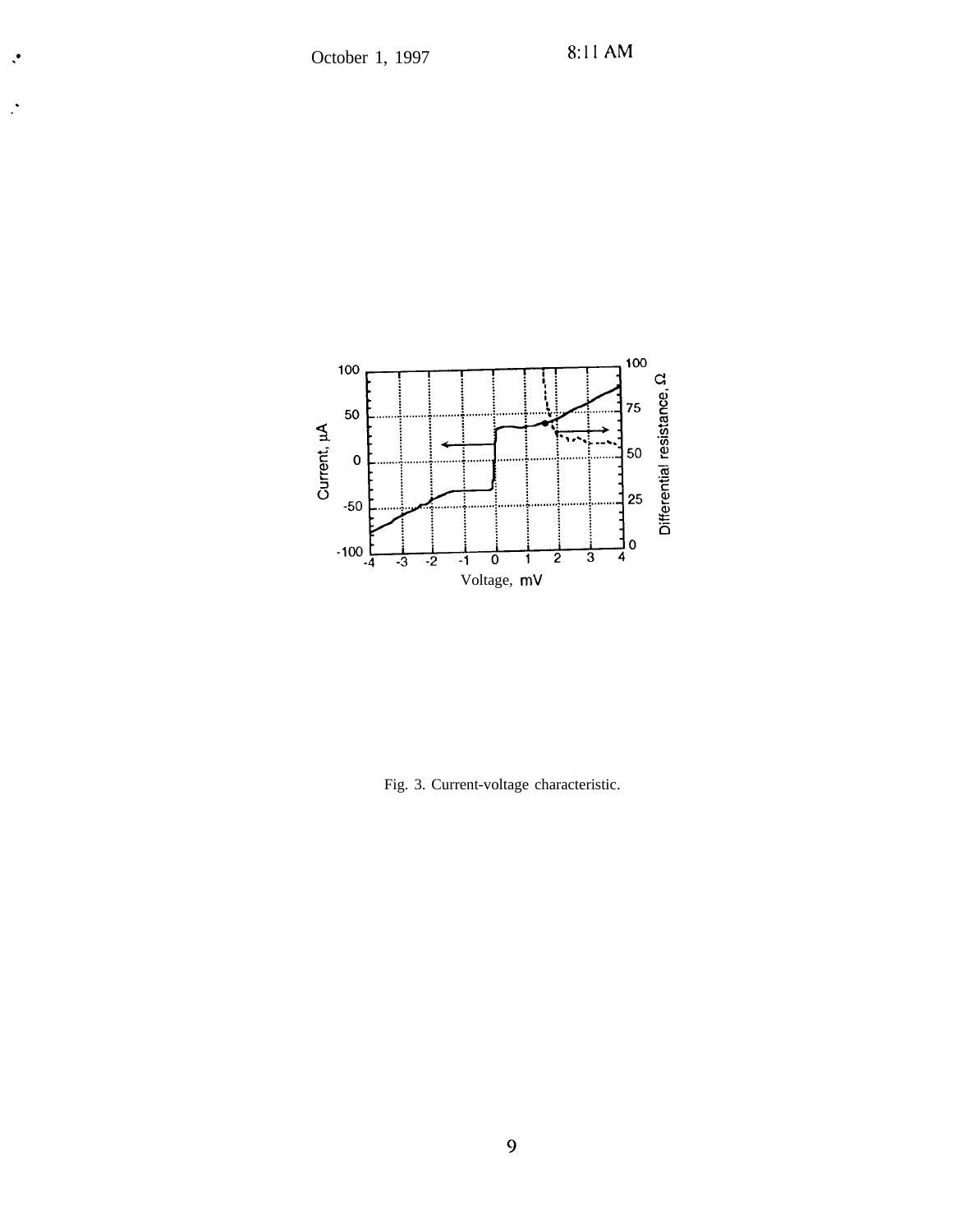Fig. 3. Current-voltage characteristic.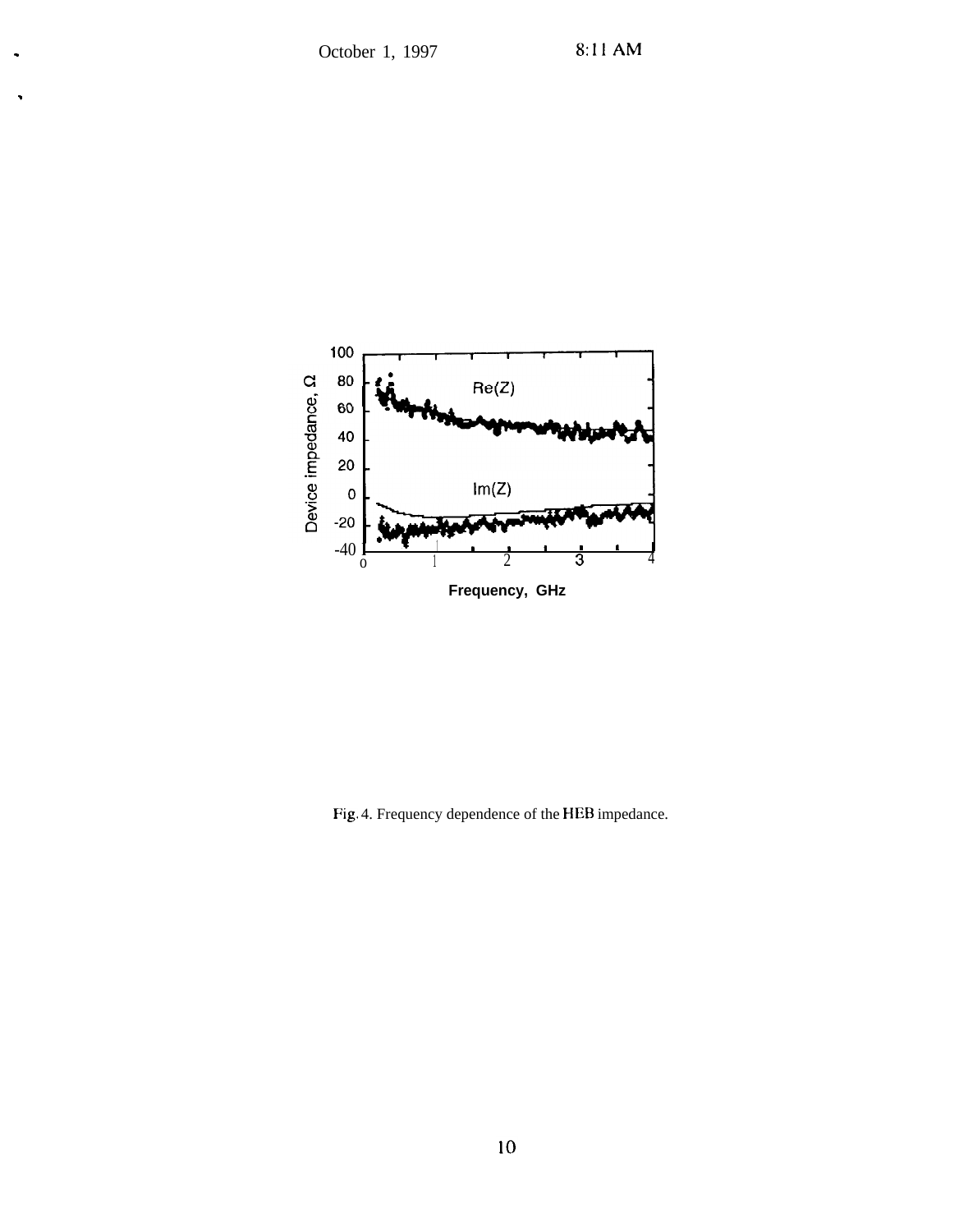Fig. 4. Frequency dependence of the HEB impedance.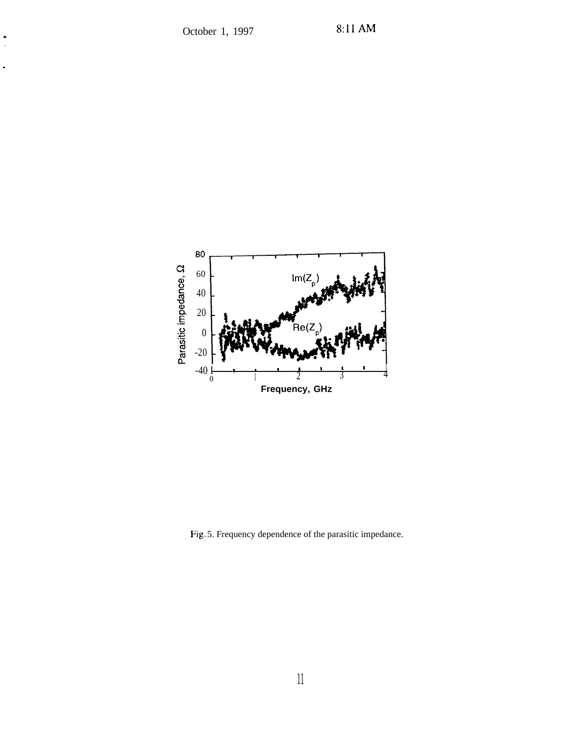Fig. 5. Frequency dependence of the parasitic impedance.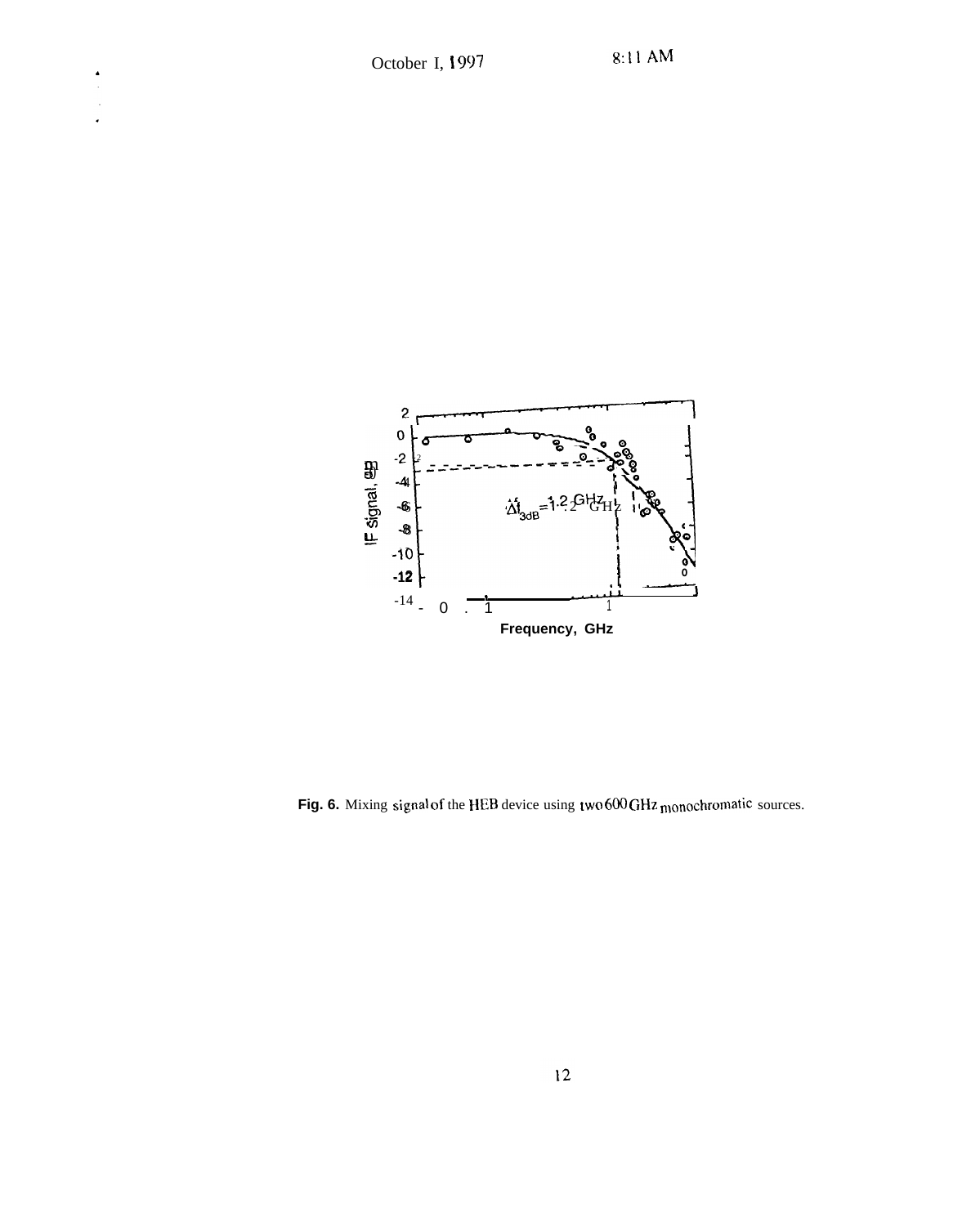2

0

-2

-4

-6

-8

-10

-12

-14

IF signal, dB

$\Delta f_{3dB}$=1.2 GHz

0.1

1

Frequency, GHz

**Fig. 6.** Mixing signal of the HEB device using two 600 GHz monochromatic sources.